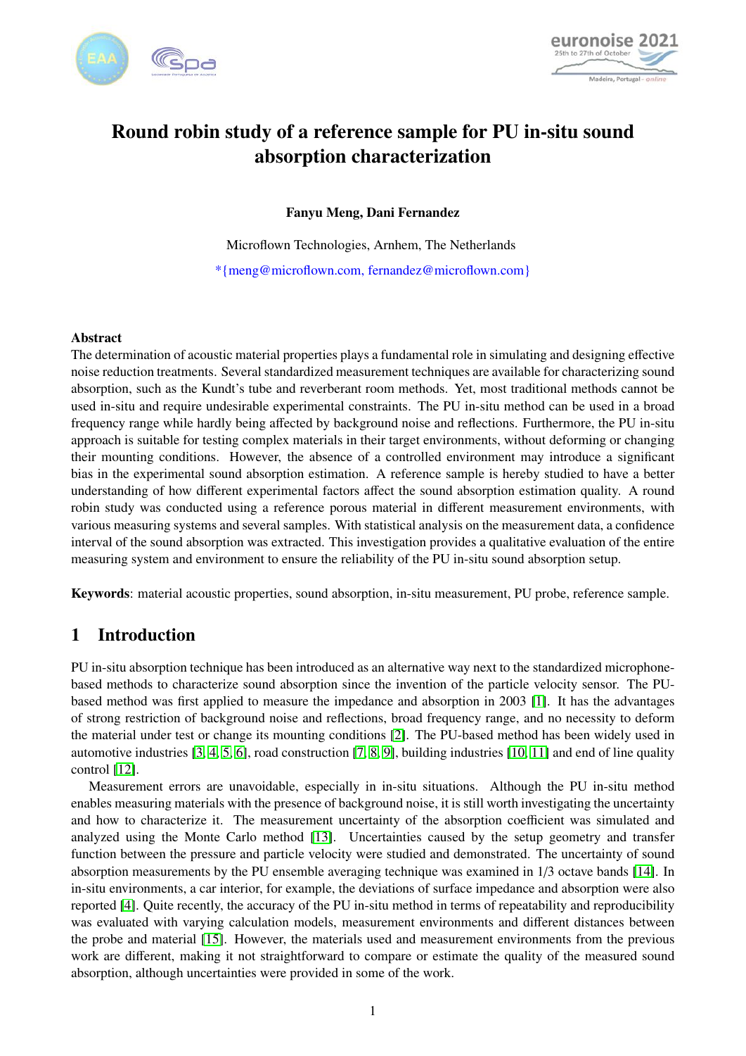# Round robin study of a reference sample for PU in-situ sound absorption characterization

**Fanyu Meng, Dani Fernandez**

Microflown Technologies, Arnhem, The Netherlands

*{meng@microflown.com, fernandez@microflown.com}

## Abstract

The determination of acoustic material properties plays a fundamental role in simulating and designing effective noise reduction treatments. Several standardized measurement techniques are available for characterizing sound absorption, such as the Kundt's tube and reverberant room methods. Yet, most traditional methods cannot be used in-situ and require undesirable experimental constraints. The PU in-situ method can be used in a broad frequency range while hardly being affected by background noise and reflections. Furthermore, the PU in-situ approach is suitable for testing complex materials in their target environments, without deforming or changing their mounting conditions. However, the absence of a controlled environment may introduce a significant bias in the experimental sound absorption estimation. A reference sample is hereby studied to have a better understanding of how different experimental factors affect the sound absorption estimation quality. A round robin study was conducted using a reference porous material in different measurement environments, with various measuring systems and several samples. With statistical analysis on the measurement data, a confidence interval of the sound absorption was extracted. This investigation provides a qualitative evaluation of the entire measuring system and environment to ensure the reliability of the PU in-situ sound absorption setup.

**Keywords**: material acoustic properties, sound absorption, in-situ measurement, PU probe, reference sample.

## 1 Introduction

PU in-situ absorption technique has been introduced as an alternative way next to the standardized microphone-based methods to characterize sound absorption since the invention of the particle velocity sensor. The PU-based method was first applied to measure the impedance and absorption in 2003 [1]. It has the advantages of strong restriction of background noise and reflections, broad frequency range, and no necessity to deform the material under test or change its mounting conditions [2]. The PU-based method has been widely used in automotive industries [3, 4, 5, 6], road construction [7, 8, 9], building industries [10, 11] and end of line quality control [12].

Measurement errors are unavoidable, especially in in-situ situations. Although the PU in-situ method enables measuring materials with the presence of background noise, it is still worth investigating the uncertainty and how to characterize it. The measurement uncertainty of the absorption coefficient was simulated and analyzed using the Monte Carlo method [13]. Uncertainties caused by the setup geometry and transfer function between the pressure and particle velocity were studied and demonstrated. The uncertainty of sound absorption measurements by the PU ensemble averaging technique was examined in 1/3 octave bands [14]. In in-situ environments, a car interior, for example, the deviations of surface impedance and absorption were also reported [4]. Quite recently, the accuracy of the PU in-situ method in terms of repeatability and reproducibility was evaluated with varying calculation models, measurement environments and different distances between the probe and material [15]. However, the materials used and measurement environments from the previous work are different, making it not straightforward to compare or estimate the quality of the measured sound absorption, although uncertainties were provided in some of the work.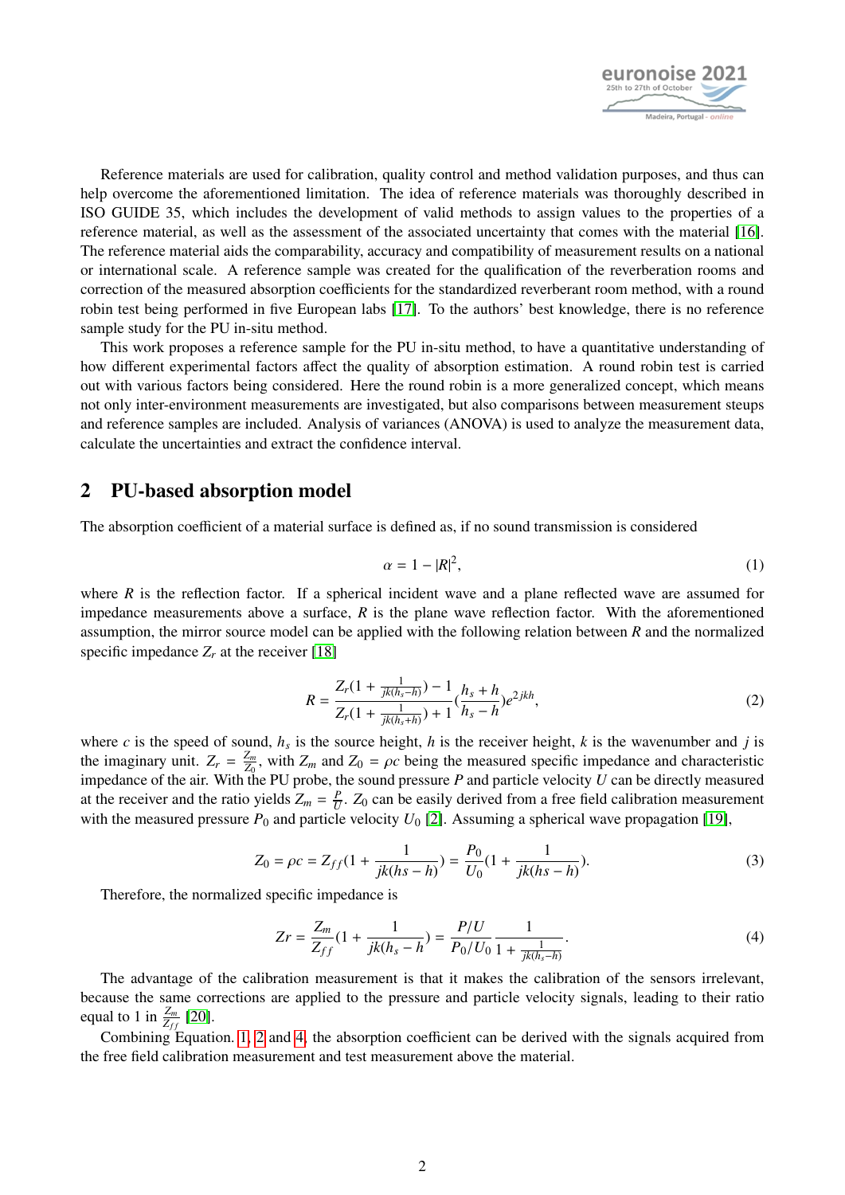Reference materials are used for calibration, quality control and method validation purposes, and thus can help overcome the aforementioned limitation. The idea of reference materials was thoroughly described in ISO GUIDE 35, which includes the development of valid methods to assign values to the properties of a reference material, as well as the assessment of the associated uncertainty that comes with the material [16]. The reference material aids the comparability, accuracy and compatibility of measurement results on a national or international scale. A reference sample was created for the qualification of the reverberation rooms and correction of the measured absorption coefficients for the standardized reverberant room method, with a round robin test being performed in five European labs [17]. To the authors' best knowledge, there is no reference sample study for the PU in-situ method.

This work proposes a reference sample for the PU in-situ method, to have a quantitative understanding of how different experimental factors affect the quality of absorption estimation. A round robin test is carried out with various factors being considered. Here the round robin is a more generalized concept, which means not only inter-environment measurements are investigated, but also comparisons between measurement steups and reference samples are included. Analysis of variances (ANOVA) is used to analyze the measurement data, calculate the uncertainties and extract the confidence interval.

## 2 PU-based absorption model

The absorption coefficient of a material surface is defined as, if no sound transmission is considered

$$\alpha = 1 - |R|^2, \tag{1}$$

where $R$ is the reflection factor. If a spherical incident wave and a plane reflected wave are assumed for impedance measurements above a surface, $R$ is the plane wave reflection factor. With the aforementioned assumption, the mirror source model can be applied with the following relation between $R$ and the normalized specific impedance $Z_r$ at the receiver [18]

$$R = \frac{Z_r(1 + \frac{1}{jk(h_s - h)}) - 1}{Z_r(1 + \frac{1}{jk(h_s + h)}) + 1}\left(\frac{h_s + h}{h_s - h}\right)e^{2jkh}, \tag{2}$$

where $c$ is the speed of sound, $h_s$ is the source height, $h$ is the receiver height, $k$ is the wavenumber and $j$ is the imaginary unit. $Z_r = \frac{Z_m}{Z_0}$, with $Z_m$ and $Z_0 = \rho c$ being the measured specific impedance and characteristic impedance of the air. With the PU probe, the sound pressure $P$ and particle velocity $U$ can be directly measured at the receiver and the ratio yields $Z_m = \frac{P}{U}$. $Z_0$ can be easily derived from a free field calibration measurement with the measured pressure $P_0$ and particle velocity $U_0$ [2]. Assuming a spherical wave propagation [19],

$$Z_0 = \rho c = Z_{ff}\left(1 + \frac{1}{jk(hs - h)}\right) = \frac{P_0}{U_0}\left(1 + \frac{1}{jk(hs - h)}\right). \tag{3}$$

Therefore, the normalized specific impedance is

$$Zr = \frac{Z_m}{Z_{ff}}\left(1 + \frac{1}{jk(h_s - h}\right) = \frac{P/U}{P_0/U_0}\frac{1}{1 + \frac{1}{jk(h_s - h)}}. \tag{4}$$

The advantage of the calibration measurement is that it makes the calibration of the sensors irrelevant, because the same corrections are applied to the pressure and particle velocity signals, leading to their ratio equal to 1 in $\frac{Z_m}{Z_{ff}}$ [20].

Combining Equation. 1, 2 and 4, the absorption coefficient can be derived with the signals acquired from the free field calibration measurement and test measurement above the material.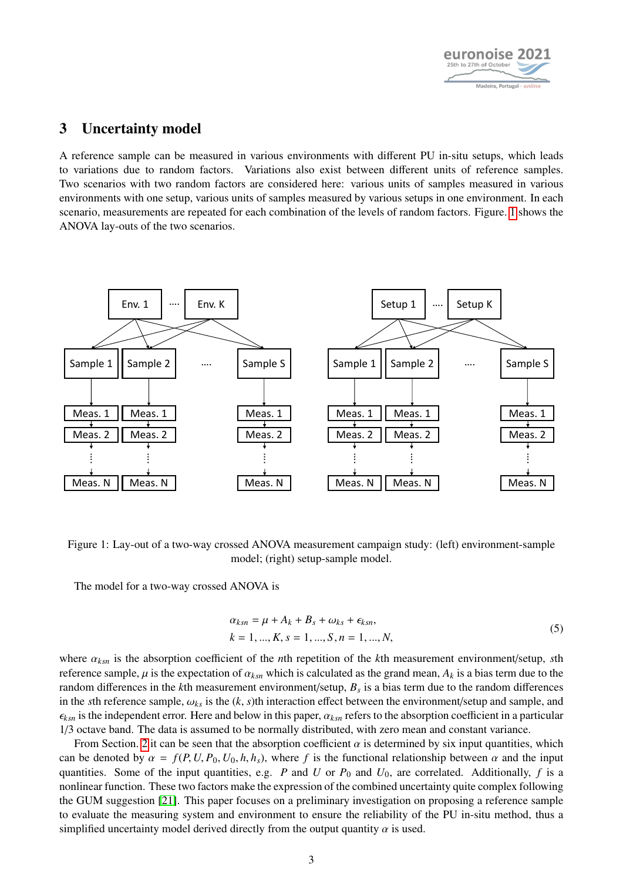## 3 Uncertainty model

A reference sample can be measured in various environments with different PU in-situ setups, which leads to variations due to random factors. Variations also exist between different units of reference samples. Two scenarios with two random factors are considered here: various units of samples measured in various environments with one setup, various units of samples measured by various setups in one environment. In each scenario, measurements are repeated for each combination of the levels of random factors. Figure. 1 shows the ANOVA lay-outs of the two scenarios.

Figure 1: Lay-out of a two-way crossed ANOVA measurement campaign study: (left) environment-sample model; (right) setup-sample model.

The model for a two-way crossed ANOVA is

$$\alpha_{ksn} = \mu + A_k + B_s + \omega_{ks} + \epsilon_{ksn},$$
$$k = 1, ..., K, s = 1, ..., S, n = 1, ..., N, \tag{5}$$

where $\alpha_{ksn}$ is the absorption coefficient of the $n$th repetition of the $k$th measurement environment/setup, $s$th reference sample, $\mu$ is the expectation of $\alpha_{ksn}$ which is calculated as the grand mean, $A_k$ is a bias term due to the random differences in the $k$th measurement environment/setup, $B_s$ is a bias term due to the random differences in the $s$th reference sample, $\omega_{ks}$ is the $(k, s)$th interaction effect between the environment/setup and sample, and $\epsilon_{ksn}$ is the independent error. Here and below in this paper, $\alpha_{ksn}$ refers to the absorption coefficient in a particular 1/3 octave band. The data is assumed to be normally distributed, with zero mean and constant variance.

From Section. 2 it can be seen that the absorption coefficient $\alpha$ is determined by six input quantities, which can be denoted by $\alpha = f(P, U, P_0, U_0, h, h_s)$, where $f$ is the functional relationship between $\alpha$ and the input quantities. Some of the input quantities, e.g. $P$ and $U$ or $P_0$ and $U_0$, are correlated. Additionally, $f$ is a nonlinear function. These two factors make the expression of the combined uncertainty quite complex following the GUM suggestion [21]. This paper focuses on a preliminary investigation on proposing a reference sample to evaluate the measuring system and environment to ensure the reliability of the PU in-situ method, thus a simplified uncertainty model derived directly from the output quantity $\alpha$ is used.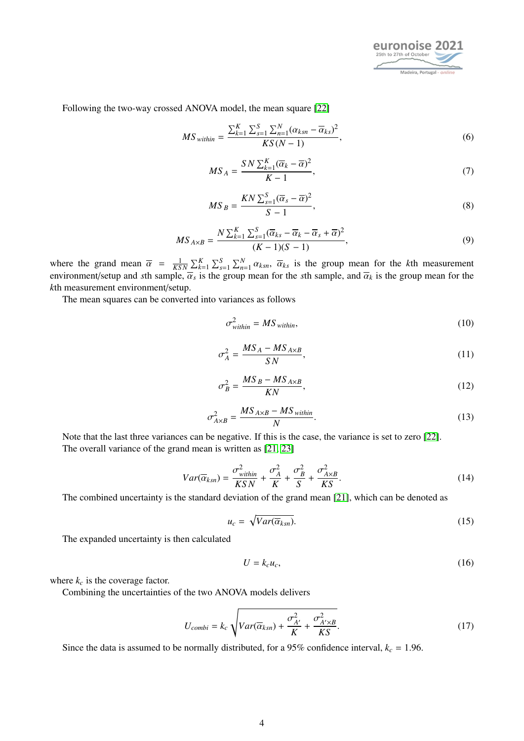Following the two-way crossed ANOVA model, the mean square [22]

$$MS_{within} = \frac{\sum_{k=1}^{K}\sum_{s=1}^{S}\sum_{n=1}^{N}(\alpha_{ksn} - \overline{\alpha}_{ks})^2}{KS(N-1)}, \tag{6}$$

$$MS_A = \frac{SN\sum_{k=1}^{K}(\overline{\alpha}_k - \overline{\alpha})^2}{K-1}, \tag{7}$$

$$MS_B = \frac{KN\sum_{s=1}^{S}(\overline{\alpha}_s - \overline{\alpha})^2}{S-1}, \tag{8}$$

$$MS_{A\times B} = \frac{N\sum_{k=1}^{K}\sum_{s=1}^{S}(\overline{\alpha}_{ks} - \overline{\alpha}_k - \overline{\alpha}_s + \overline{\alpha})^2}{(K-1)(S-1)}, \tag{9}$$

where the grand mean $\overline{\alpha} = \frac{1}{KSN}\sum_{k=1}^{K}\sum_{s=1}^{S}\sum_{n=1}^{N}\alpha_{ksn}$, $\overline{\alpha}_{ks}$ is the group mean for the $k$th measurement environment/setup and $s$th sample, $\overline{\alpha}_s$ is the group mean for the $s$th sample, and $\overline{\alpha}_k$ is the group mean for the $k$th measurement environment/setup.

The mean squares can be converted into variances as follows

$$\sigma^2_{within} = MS_{within}, \tag{10}$$

$$\sigma^2_A = \frac{MS_A - MS_{A\times B}}{SN}, \tag{11}$$

$$\sigma^2_B = \frac{MS_B - MS_{A\times B}}{KN}, \tag{12}$$

$$\sigma^2_{A\times B} = \frac{MS_{A\times B} - MS_{within}}{N}. \tag{13}$$

Note that the last three variances can be negative. If this is the case, the variance is set to zero [22].

The overall variance of the grand mean is written as [21, 23]

$$Var(\overline{\alpha}_{ksn}) = \frac{\sigma^2_{within}}{KSN} + \frac{\sigma^2_A}{K} + \frac{\sigma^2_B}{S} + \frac{\sigma^2_{A\times B}}{KS}. \tag{14}$$

The combined uncertainty is the standard deviation of the grand mean [21], which can be denoted as

$$u_c = \sqrt{Var(\overline{\alpha}_{ksn})}. \tag{15}$$

The expanded uncertainty is then calculated

$$U = k_c u_c, \tag{16}$$

where $k_c$ is the coverage factor.

Combining the uncertainties of the two ANOVA models delivers

$$U_{combi} = k_c\sqrt{Var(\overline{\alpha}_{ksn}) + \frac{\sigma^2_{A'}}{K} + \frac{\sigma^2_{A'\times B}}{KS}}. \tag{17}$$

Since the data is assumed to be normally distributed, for a 95% confidence interval, $k_c = 1.96$.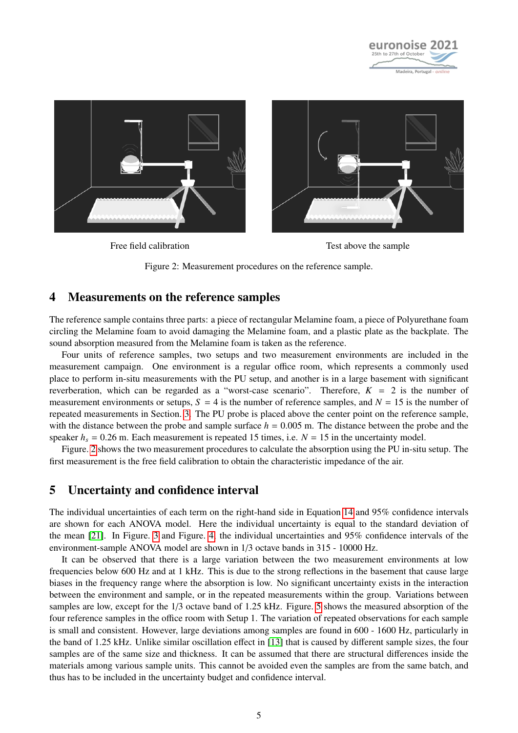Free field calibration

Test above the sample

Figure 2: Measurement procedures on the reference sample.

## 4 Measurements on the reference samples

The reference sample contains three parts: a piece of rectangular Melamine foam, a piece of Polyurethane foam circling the Melamine foam to avoid damaging the Melamine foam, and a plastic plate as the backplate. The sound absorption measured from the Melamine foam is taken as the reference.

Four units of reference samples, two setups and two measurement environments are included in the measurement campaign. One environment is a regular office room, which represents a commonly used place to perform in-situ measurements with the PU setup, and another is in a large basement with significant reverberation, which can be regarded as a "worst-case scenario". Therefore, $K = 2$ is the number of measurement environments or setups, $S = 4$ is the number of reference samples, and $N = 15$ is the number of repeated measurements in Section. 3. The PU probe is placed above the center point on the reference sample, with the distance between the probe and sample surface $h = 0.005$ m. The distance between the probe and the speaker $h_s = 0.26$ m. Each measurement is repeated 15 times, i.e. $N = 15$ in the uncertainty model.

Figure. 2 shows the two measurement procedures to calculate the absorption using the PU in-situ setup. The first measurement is the free field calibration to obtain the characteristic impedance of the air.

## 5 Uncertainty and confidence interval

The individual uncertainties of each term on the right-hand side in Equation 14 and 95% confidence intervals are shown for each ANOVA model. Here the individual uncertainty is equal to the standard deviation of the mean [21]. In Figure. 3 and Figure. 4, the individual uncertainties and 95% confidence intervals of the environment-sample ANOVA model are shown in 1/3 octave bands in 315 - 10000 Hz.

It can be observed that there is a large variation between the two measurement environments at low frequencies below 600 Hz and at 1 kHz. This is due to the strong reflections in the basement that cause large biases in the frequency range where the absorption is low. No significant uncertainty exists in the interaction between the environment and sample, or in the repeated measurements within the group. Variations between samples are low, except for the 1/3 octave band of 1.25 kHz. Figure. 5 shows the measured absorption of the four reference samples in the office room with Setup 1. The variation of repeated observations for each sample is small and consistent. However, large deviations among samples are found in 600 - 1600 Hz, particularly in the band of 1.25 kHz. Unlike similar oscillation effect in [13] that is caused by different sample sizes, the four samples are of the same size and thickness. It can be assumed that there are structural differences inside the materials among various sample units. This cannot be avoided even the samples are from the same batch, and thus has to be included in the uncertainty budget and confidence interval.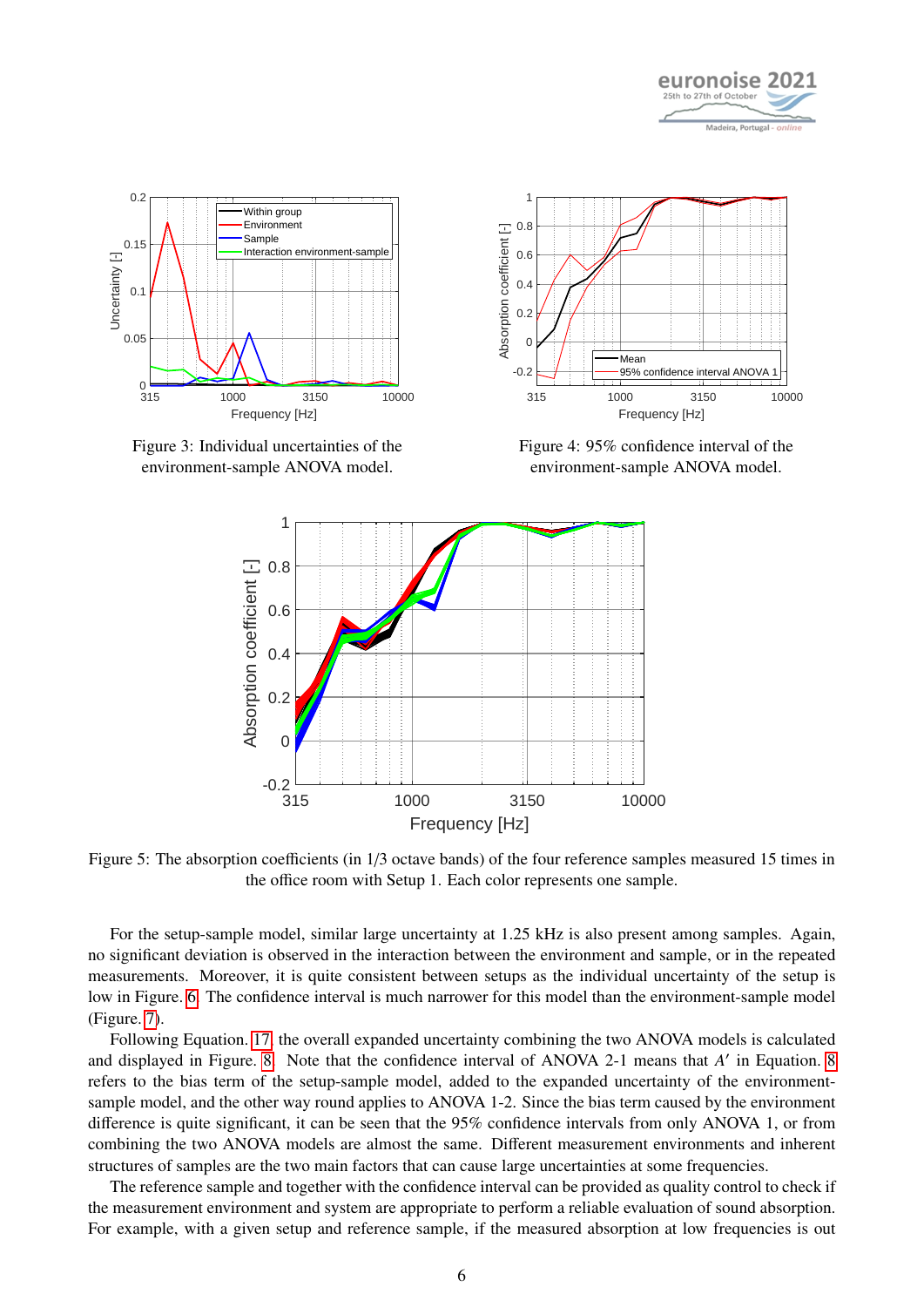Figure 3: Individual uncertainties of the environment-sample ANOVA model.

Figure 4: 95% confidence interval of the environment-sample ANOVA model.

Figure 5: The absorption coefficients (in 1/3 octave bands) of the four reference samples measured 15 times in the office room with Setup 1. Each color represents one sample.

For the setup-sample model, similar large uncertainty at 1.25 kHz is also present among samples. Again, no significant deviation is observed in the interaction between the environment and sample, or in the repeated measurements. Moreover, it is quite consistent between setups as the individual uncertainty of the setup is low in Figure. 6. The confidence interval is much narrower for this model than the environment-sample model (Figure. 7).

Following Equation. 17, the overall expanded uncertainty combining the two ANOVA models is calculated and displayed in Figure. 8. Note that the confidence interval of ANOVA 2-1 means that $A'$ in Equation. 8 refers to the bias term of the setup-sample model, added to the expanded uncertainty of the environment-sample model, and the other way round applies to ANOVA 1-2. Since the bias term caused by the environment difference is quite significant, it can be seen that the 95% confidence intervals from only ANOVA 1, or from combining the two ANOVA models are almost the same. Different measurement environments and inherent structures of samples are the two main factors that can cause large uncertainties at some frequencies.

The reference sample and together with the confidence interval can be provided as quality control to check if the measurement environment and system are appropriate to perform a reliable evaluation of sound absorption. For example, with a given setup and reference sample, if the measured absorption at low frequencies is out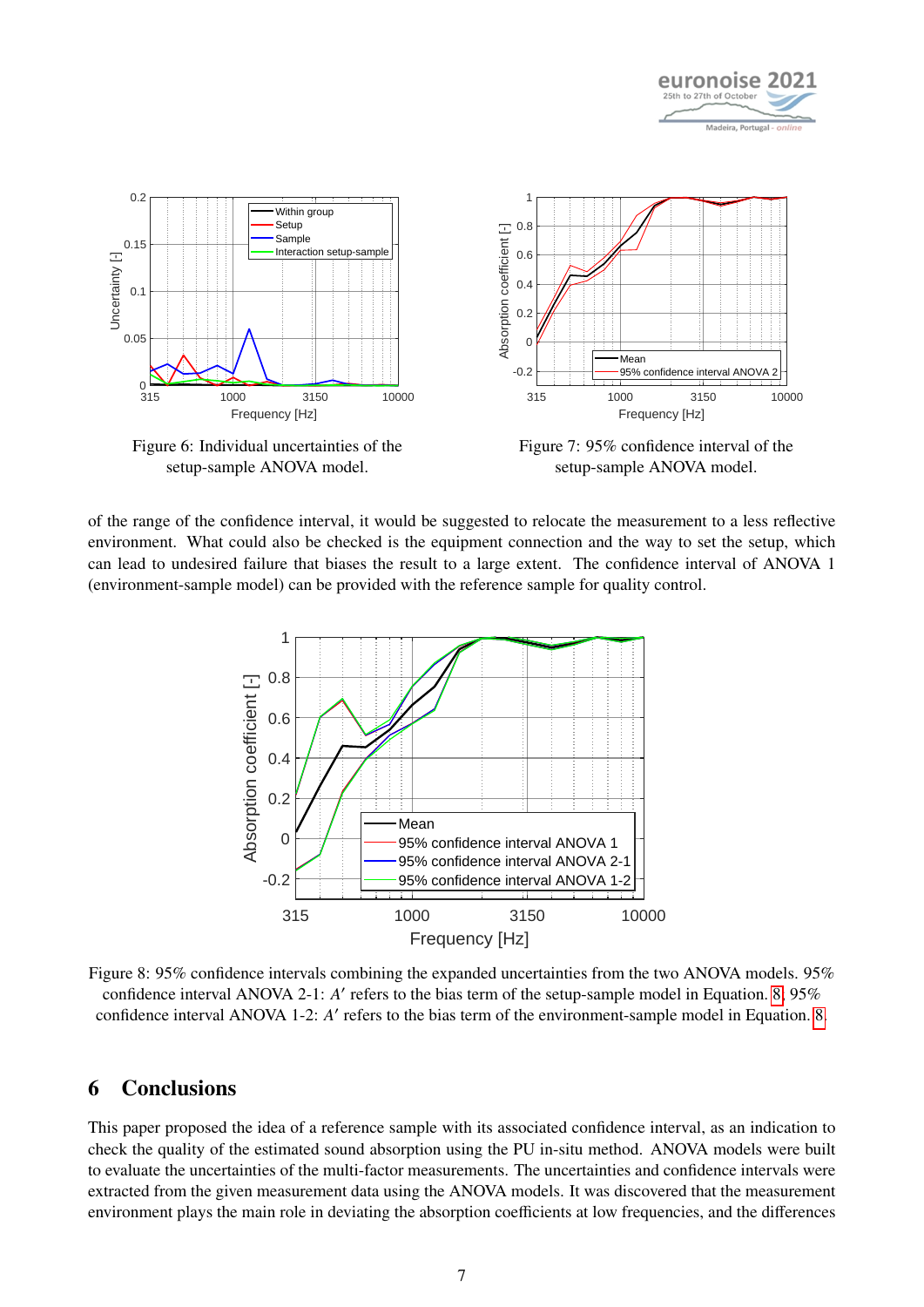Figure 6: Individual uncertainties of the setup-sample ANOVA model.

Figure 7: 95% confidence interval of the setup-sample ANOVA model.

of the range of the confidence interval, it would be suggested to relocate the measurement to a less reflective environment. What could also be checked is the equipment connection and the way to set the setup, which can lead to undesired failure that biases the result to a large extent. The confidence interval of ANOVA 1 (environment-sample model) can be provided with the reference sample for quality control.

Figure 8: 95% confidence intervals combining the expanded uncertainties from the two ANOVA models. 95% confidence interval ANOVA 2-1: $A'$ refers to the bias term of the setup-sample model in Equation. 8, 95% confidence interval ANOVA 1-2: $A'$ refers to the bias term of the environment-sample model in Equation. 8.

## 6 Conclusions

This paper proposed the idea of a reference sample with its associated confidence interval, as an indication to check the quality of the estimated sound absorption using the PU in-situ method. ANOVA models were built to evaluate the uncertainties of the multi-factor measurements. The uncertainties and confidence intervals were extracted from the given measurement data using the ANOVA models. It was discovered that the measurement environment plays the main role in deviating the absorption coefficients at low frequencies, and the differences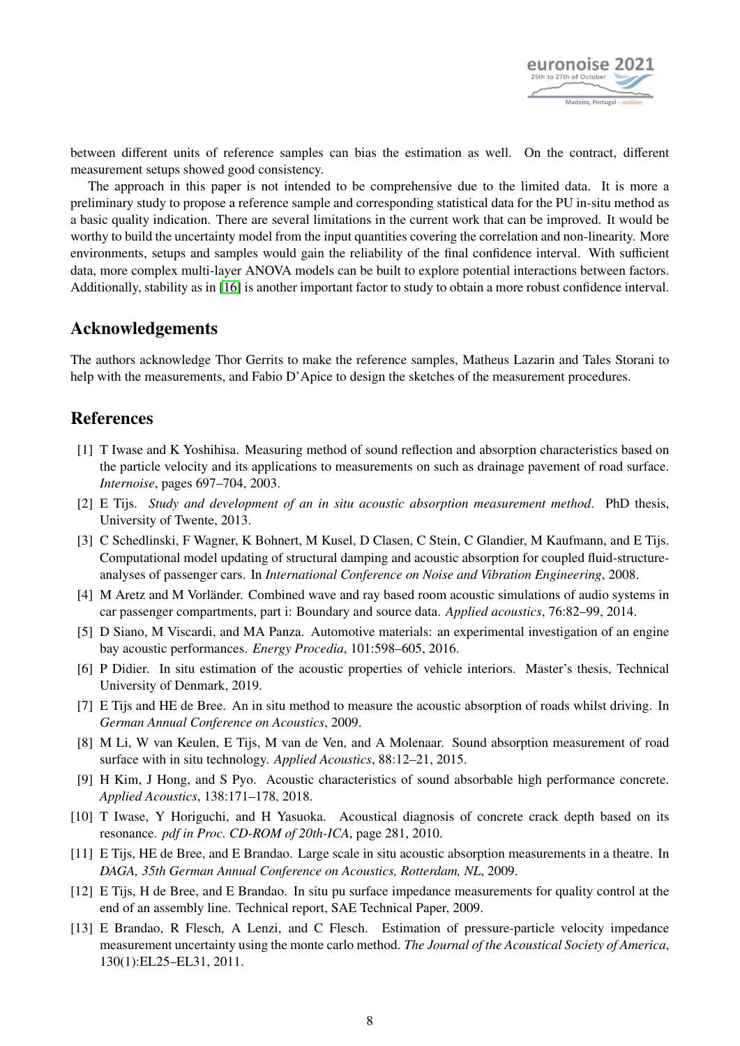between different units of reference samples can bias the estimation as well. On the contract, different measurement setups showed good consistency.

The approach in this paper is not intended to be comprehensive due to the limited data. It is more a preliminary study to propose a reference sample and corresponding statistical data for the PU in-situ method as a basic quality indication. There are several limitations in the current work that can be improved. It would be worthy to build the uncertainty model from the input quantities covering the correlation and non-linearity. More environments, setups and samples would gain the reliability of the final confidence interval. With sufficient data, more complex multi-layer ANOVA models can be built to explore potential interactions between factors. Additionally, stability as in [16] is another important factor to study to obtain a more robust confidence interval.

## Acknowledgements

The authors acknowledge Thor Gerrits to make the reference samples, Matheus Lazarin and Tales Storani to help with the measurements, and Fabio D'Apice to design the sketches of the measurement procedures.

## References

[1] T Iwase and K Yoshihisa. Measuring method of sound reflection and absorption characteristics based on the particle velocity and its applications to measurements on such as drainage pavement of road surface. *Internoise*, pages 697–704, 2003.

[2] E Tijs. *Study and development of an in situ acoustic absorption measurement method*. PhD thesis, University of Twente, 2013.

[3] C Schedlinski, F Wagner, K Bohnert, M Kusel, D Clasen, C Stein, C Glandier, M Kaufmann, and E Tijs. Computational model updating of structural damping and acoustic absorption for coupled fluid-structure-analyses of passenger cars. In *International Conference on Noise and Vibration Engineering*, 2008.

[4] M Aretz and M Vorländer. Combined wave and ray based room acoustic simulations of audio systems in car passenger compartments, part i: Boundary and source data. *Applied acoustics*, 76:82–99, 2014.

[5] D Siano, M Viscardi, and MA Panza. Automotive materials: an experimental investigation of an engine bay acoustic performances. *Energy Procedia*, 101:598–605, 2016.

[6] P Didier. In situ estimation of the acoustic properties of vehicle interiors. Master's thesis, Technical University of Denmark, 2019.

[7] E Tijs and HE de Bree. An in situ method to measure the acoustic absorption of roads whilst driving. In *German Annual Conference on Acoustics*, 2009.

[8] M Li, W van Keulen, E Tijs, M van de Ven, and A Molenaar. Sound absorption measurement of road surface with in situ technology. *Applied Acoustics*, 88:12–21, 2015.

[9] H Kim, J Hong, and S Pyo. Acoustic characteristics of sound absorbable high performance concrete. *Applied Acoustics*, 138:171–178, 2018.

[10] T Iwase, Y Horiguchi, and H Yasuoka. Acoustical diagnosis of concrete crack depth based on its resonance. *pdf in Proc. CD-ROM of 20th-ICA*, page 281, 2010.

[11] E Tijs, HE de Bree, and E Brandao. Large scale in situ acoustic absorption measurements in a theatre. In *DAGA, 35th German Annual Conference on Acoustics, Rotterdam, NL*, 2009.

[12] E Tijs, H de Bree, and E Brandao. In situ pu surface impedance measurements for quality control at the end of an assembly line. Technical report, SAE Technical Paper, 2009.

[13] E Brandao, R Flesch, A Lenzi, and C Flesch. Estimation of pressure-particle velocity impedance measurement uncertainty using the monte carlo method. *The Journal of the Acoustical Society of America*, 130(1):EL25–EL31, 2011.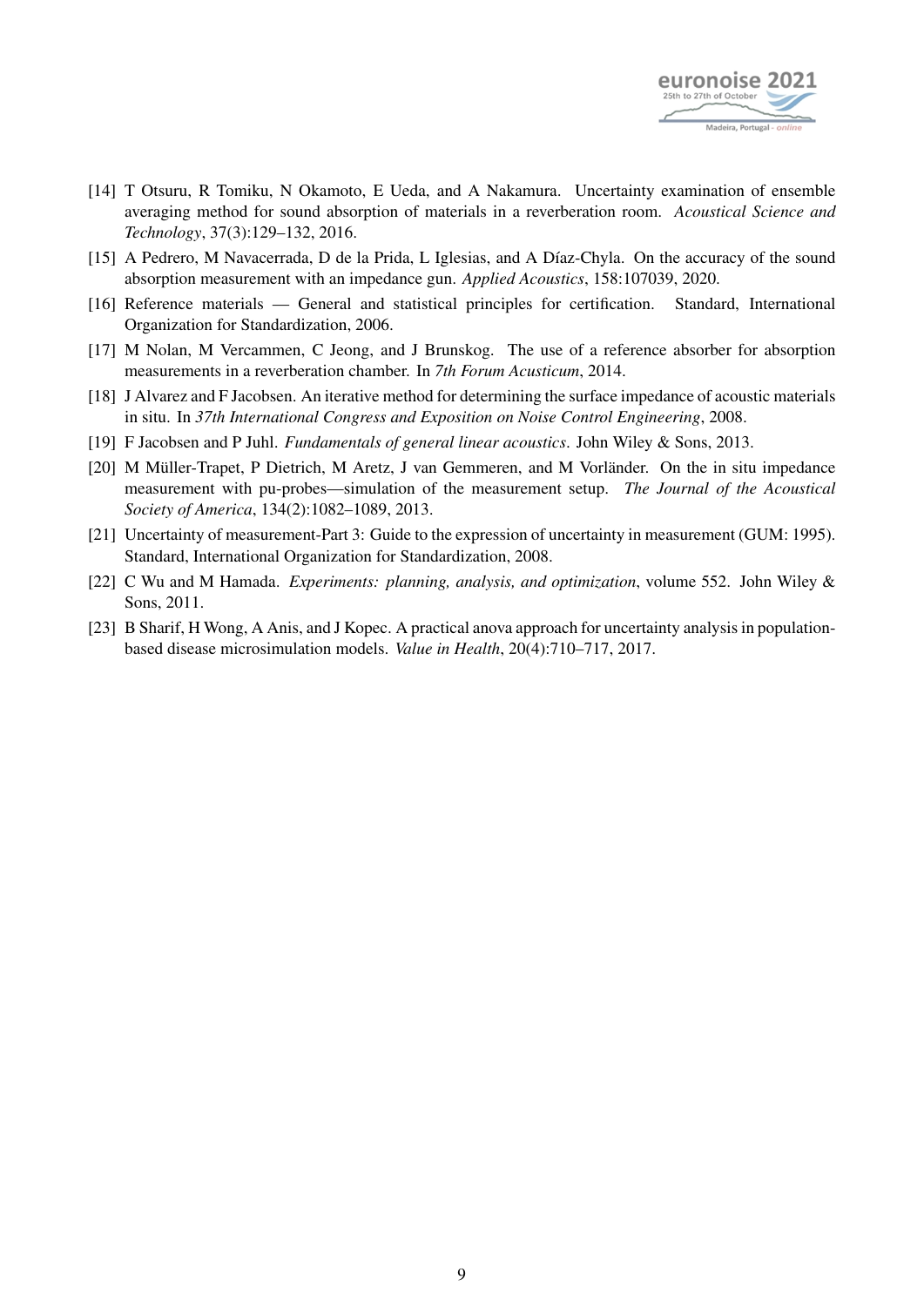[14] T Otsuru, R Tomiku, N Okamoto, E Ueda, and A Nakamura. Uncertainty examination of ensemble averaging method for sound absorption of materials in a reverberation room. *Acoustical Science and Technology*, 37(3):129–132, 2016.

[15] A Pedrero, M Navacerrada, D de la Prida, L Iglesias, and A Díaz-Chyla. On the accuracy of the sound absorption measurement with an impedance gun. *Applied Acoustics*, 158:107039, 2020.

[16] Reference materials — General and statistical principles for certification. Standard, International Organization for Standardization, 2006.

[17] M Nolan, M Vercammen, C Jeong, and J Brunskog. The use of a reference absorber for absorption measurements in a reverberation chamber. In *7th Forum Acusticum*, 2014.

[18] J Alvarez and F Jacobsen. An iterative method for determining the surface impedance of acoustic materials in situ. In *37th International Congress and Exposition on Noise Control Engineering*, 2008.

[19] F Jacobsen and P Juhl. *Fundamentals of general linear acoustics*. John Wiley & Sons, 2013.

[20] M Müller-Trapet, P Dietrich, M Aretz, J van Gemmeren, and M Vorländer. On the in situ impedance measurement with pu-probes—simulation of the measurement setup. *The Journal of the Acoustical Society of America*, 134(2):1082–1089, 2013.

[21] Uncertainty of measurement-Part 3: Guide to the expression of uncertainty in measurement (GUM: 1995). Standard, International Organization for Standardization, 2008.

[22] C Wu and M Hamada. *Experiments: planning, analysis, and optimization*, volume 552. John Wiley & Sons, 2011.

[23] B Sharif, H Wong, A Anis, and J Kopec. A practical anova approach for uncertainty analysis in population-based disease microsimulation models. *Value in Health*, 20(4):710–717, 2017.